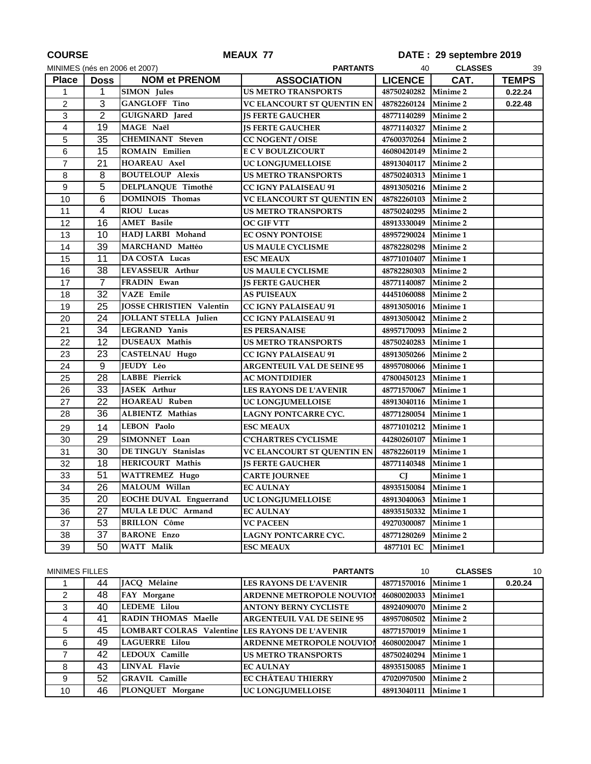**COURSE** **MEAUX 77** **DATE : 29 septembre 2019**

MINIMES (nés en 2006 et 2007) **PARTANTS** 40 **CLASSES** 39

| Place | Doss | NOM et PRENOM | ASSOCIATION | LICENCE | CAT. | TEMPS |
|---|---|---|---|---|---|---|
| 1 | 1 | SIMON Jules | US METRO TRANSPORTS | 48750240282 | Minime 2 | 0.22.24 |
| 2 | 3 | GANGLOFF Tino | VC ELANCOURT ST QUENTIN EN | 48782260124 | Minime 2 | 0.22.48 |
| 3 | 2 | GUIGNARD Jared | JS FERTE GAUCHER | 48771140289 | Minime 2 | |
| 4 | 19 | MAGE Naël | JS FERTE GAUCHER | 48771140327 | Minime 2 | |
| 5 | 35 | CHEMINANT Steven | CC NOGENT / OISE | 47600370264 | Minime 2 | |
| 6 | 15 | ROMAIN Emilien | E C V BOULZICOURT | 46080420149 | Minime 2 | |
| 7 | 21 | HOAREAU Axel | UC LONGJUMELLOISE | 48913040117 | Minime 2 | |
| 8 | 8 | BOUTELOUP Alexis | US METRO TRANSPORTS | 48750240313 | Minime 1 | |
| 9 | 5 | DELPLANQUE Timothé | CC IGNY PALAISEAU 91 | 48913050216 | Minime 2 | |
| 10 | 6 | DOMINOIS Thomas | VC ELANCOURT ST QUENTIN EN | 48782260103 | Minime 2 | |
| 11 | 4 | RIOU Lucas | US METRO TRANSPORTS | 48750240295 | Minime 2 | |
| 12 | 16 | AMET Basile | OC GIF VTT | 48913330049 | Minime 2 | |
| 13 | 10 | HADJ LARBI Mohand | EC OSNY PONTOISE | 48957290024 | Minime 1 | |
| 14 | 39 | MARCHAND Mattéo | US MAULE CYCLISME | 48782280298 | Minime 2 | |
| 15 | 11 | DA COSTA Lucas | ESC MEAUX | 48771010407 | Minime 1 | |
| 16 | 38 | LEVASSEUR Arthur | US MAULE CYCLISME | 48782280303 | Minime 2 | |
| 17 | 7 | FRADIN Ewan | JS FERTE GAUCHER | 48771140087 | Minime 2 | |
| 18 | 32 | VAZE Emile | AS PUISEAUX | 44451060088 | Minime 2 | |
| 19 | 25 | JOSSE CHRISTIEN Valentin | CC IGNY PALAISEAU 91 | 48913050016 | Minime 1 | |
| 20 | 24 | JOLLANT STELLA Julien | CC IGNY PALAISEAU 91 | 48913050042 | Minime 2 | |
| 21 | 34 | LEGRAND Yanis | ES PERSANAISE | 48957170093 | Minime 2 | |
| 22 | 12 | DUSEAUX Mathis | US METRO TRANSPORTS | 48750240283 | Minime 1 | |
| 23 | 23 | CASTELNAU Hugo | CC IGNY PALAISEAU 91 | 48913050266 | Minime 2 | |
| 24 | 9 | JEUDY Léo | ARGENTEUIL VAL DE SEINE 95 | 48957080066 | Minime 1 | |
| 25 | 28 | LABBE Pierrick | AC MONTDIDIER | 47800450123 | Minime 1 | |
| 26 | 33 | JASEK Arthur | LES RAYONS DE L'AVENIR | 48771570067 | Minime 1 | |
| 27 | 22 | HOAREAU Ruben | UC LONGJUMELLOISE | 48913040116 | Minime 1 | |
| 28 | 36 | ALBIENTZ Mathias | LAGNY PONTCARRE CYC. | 48771280054 | Minime 1 | |
| 29 | 14 | LEBON Paolo | ESC MEAUX | 48771010212 | Minime 1 | |
| 30 | 29 | SIMONNET Loan | C'CHARTRES CYCLISME | 44280260107 | Minime 1 | |
| 31 | 30 | DE TINGUY Stanislas | VC ELANCOURT ST QUENTIN EN | 48782260119 | Minime 1 | |
| 32 | 18 | HERICOURT Mathis | JS FERTE GAUCHER | 48771140348 | Minime 1 | |
| 33 | 51 | WATTREMEZ Hugo | CARTE JOURNEE | CJ | Minime 1 | |
| 34 | 26 | MALOUM Willan | EC AULNAY | 48935150084 | Minime 1 | |
| 35 | 20 | EOCHE DUVAL Enguerrand | UC LONGJUMELLOISE | 48913040063 | Minime 1 | |
| 36 | 27 | MULA LE DUC Armand | EC AULNAY | 48935150332 | Minime 1 | |
| 37 | 53 | BRILLON Côme | VC PACEEN | 49270300087 | Minime 1 | |
| 38 | 37 | BARONE Enzo | LAGNY PONTCARRE CYC. | 48771280269 | Minime 2 | |
| 39 | 50 | WATT Malik | ESC MEAUX | 4877101 EC | Minime1 | |

MINIMES FILLES **PARTANTS** 10 **CLASSES** 10

| Place | Doss | NOM et PRENOM | ASSOCIATION | LICENCE | CAT. | TEMPS |
|---|---|---|---|---|---|---|
| 1 | 44 | JACQ Mélaine | LES RAYONS DE L'AVENIR | 48771570016 | Minime 1 | 0.20.24 |
| 2 | 48 | FAY Morgane | ARDENNE METROPOLE NOUVION | 46080020033 | Minime1 | |
| 3 | 40 | LEDEME Lilou | ANTONY BERNY CYCLISTE | 48924090070 | Minime 2 | |
| 4 | 41 | RADIN THOMAS Maelle | ARGENTEUIL VAL DE SEINE 95 | 48957080502 | Minime 2 | |
| 5 | 45 | LOMBART COLRAS Valentine | LES RAYONS DE L'AVENIR | 48771570019 | Minime 1 | |
| 6 | 49 | LAGUERRE Lilou | ARDENNE METROPOLE NOUVION | 46080020047 | Minime 1 | |
| 7 | 42 | LEDOUX Camille | US METRO TRANSPORTS | 48750240294 | Minime 1 | |
| 8 | 43 | LINVAL Flavie | EC AULNAY | 48935150085 | Minime 1 | |
| 9 | 52 | GRAVIL Camille | EC CHÂTEAU THIERRY | 47020970500 | Minime 2 | |
| 10 | 46 | PLONQUET Morgane | UC LONGJUMELLOISE | 48913040111 | Minime 1 | |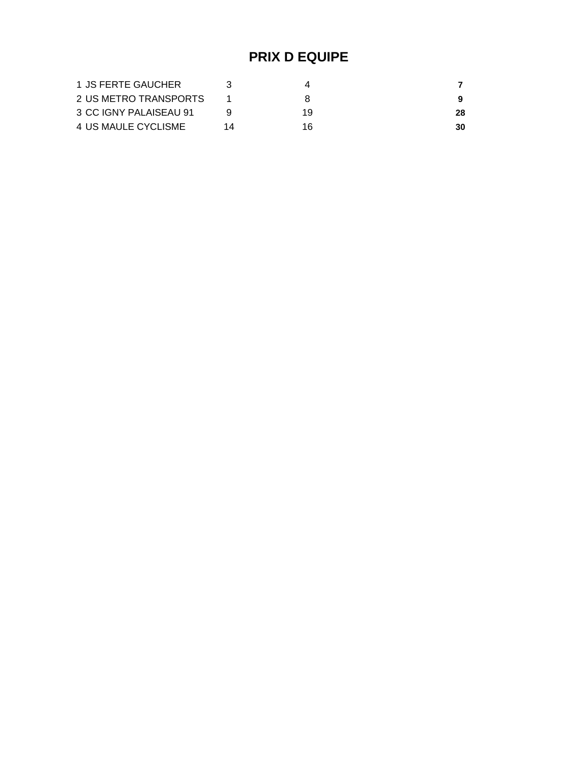# PRIX D EQUIPE

| | | | | |
|---|---|---|---|---|
| 1 | JS FERTE GAUCHER | 3 | 4 | **7** |
| 2 | US METRO TRANSPORTS | 1 | 8 | **9** |
| 3 | CC IGNY PALAISEAU 91 | 9 | 19 | **28** |
| 4 | US MAULE CYCLISME | 14 | 16 | **30** |